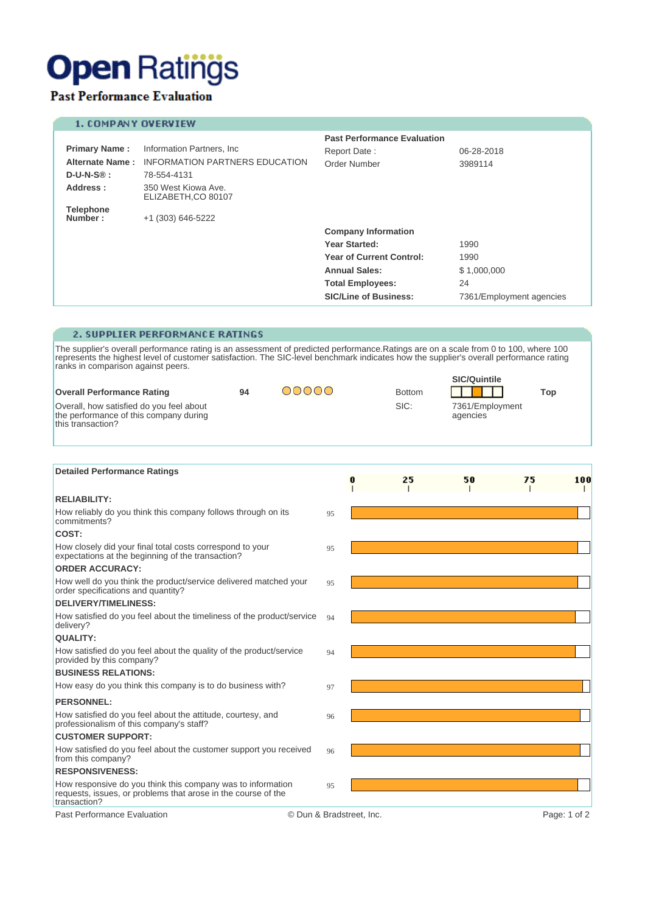# Open Ratings

**Past Performance Evaluation**

## 1. COMPANY OVERVIEW

| | |
|---|---|
| **Primary Name :** | Information Partners, Inc |
| **Alternate Name :** | INFORMATION PARTNERS EDUCATION |
| **D-U-N-S® :** | 78-554-4131 |
| **Address :** | 350 West Kiowa Ave.<br>ELIZABETH,CO 80107 |
| **Telephone Number :** | +1 (303) 646-5222 |

**Past Performance Evaluation**

| | |
|---|---|
| Report Date : | 06-28-2018 |
| Order Number | 3989114 |

**Company Information**

| | |
|---|---|
| **Year Started:** | 1990 |
| **Year of Current Control:** | 1990 |
| **Annual Sales:** | $ 1,000,000 |
| **Total Employees:** | 24 |
| **SIC/Line of Business:** | 7361/Employment agencies |

## 2. SUPPLIER PERFORMANCE RATINGS

The supplier's overall performance rating is an assessment of predicted performance.Ratings are on a scale from 0 to 100, where 100 represents the highest level of customer satisfaction. The SIC-level benchmark indicates how the supplier's overall performance rating ranks in comparison against peers.

**Overall Performance Rating** — **94**

Overall, how satisfied do you feel about the performance of this company during this transaction?

**SIC/Quintile:** Bottom – Top

SIC: 7361/Employment agencies

### Detailed Performance Ratings

| Category | Question | Rating |
|---|---|---|
| **RELIABILITY:** | How reliably do you think this company follows through on its commitments? | 95 |
| **COST:** | How closely did your final total costs correspond to your expectations at the beginning of the transaction? | 95 |
| **ORDER ACCURACY:** | How well do you think the product/service delivered matched your order specifications and quantity? | 95 |
| **DELIVERY/TIMELINESS:** | How satisfied do you feel about the timeliness of the product/service delivery? | 94 |
| **QUALITY:** | How satisfied do you feel about the quality of the product/service provided by this company? | 94 |
| **BUSINESS RELATIONS:** | How easy do you think this company is to do business with? | 97 |
| **PERSONNEL:** | How satisfied do you feel about the attitude, courtesy, and professionalism of this company's staff? | 96 |
| **CUSTOMER SUPPORT:** | How satisfied do you feel about the customer support you received from this company? | 96 |
| **RESPONSIVENESS:** | How responsive do you think this company was to information requests, issues, or problems that arose in the course of the transaction? | 95 |

© Dun & Bradstreet, Inc.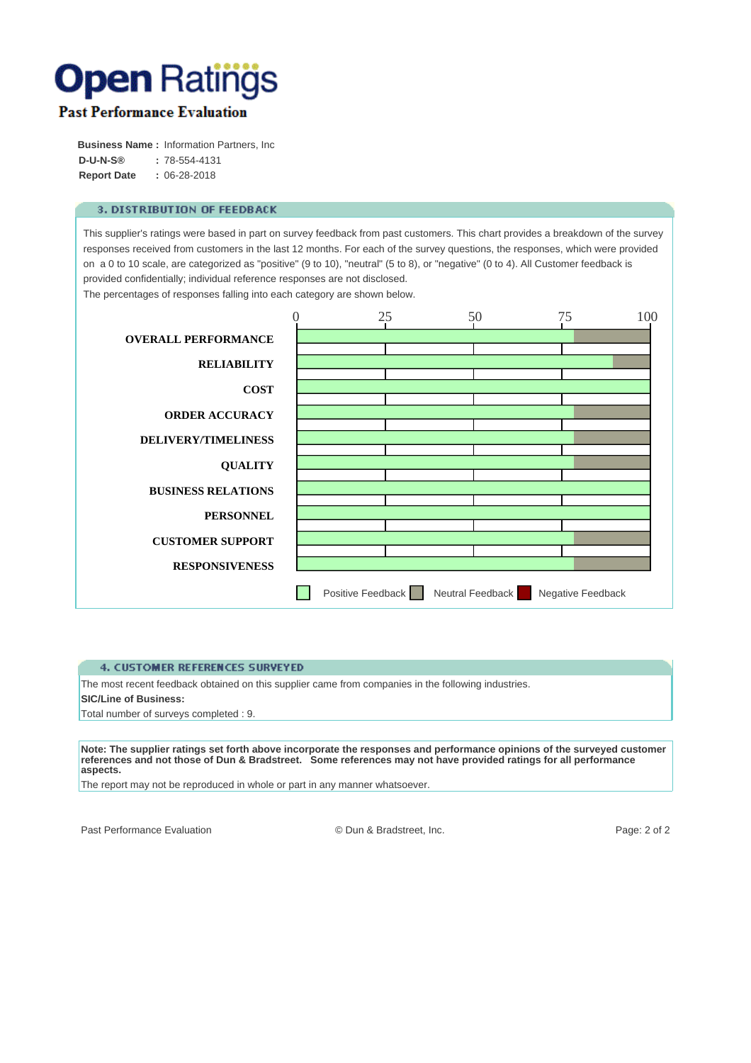# Open Ratings

## Past Performance Evaluation

**Business Name :** Information Partners, Inc
**D-U-N-S®** : 78-554-4131
**Report Date** : 06-28-2018

### 3. DISTRIBUTION OF FEEDBACK

This supplier's ratings were based in part on survey feedback from past customers. This chart provides a breakdown of the survey responses received from customers in the last 12 months. For each of the survey questions, the responses, which were provided on a 0 to 10 scale, are categorized as "positive" (9 to 10), "neutral" (5 to 8), or "negative" (0 to 4). All Customer feedback is provided confidentially; individual reference responses are not disclosed.
The percentages of responses falling into each category are shown below.

0 25 50 75 100

OVERALL PERFORMANCE
RELIABILITY
COST
ORDER ACCURACY
DELIVERY/TIMELINESS
QUALITY
BUSINESS RELATIONS
PERSONNEL
CUSTOMER SUPPORT
RESPONSIVENESS

Positive Feedback Neutral Feedback Negative Feedback

### 4. CUSTOMER REFERENCES SURVEYED

The most recent feedback obtained on this supplier came from companies in the following industries.

**SIC/Line of Business:**

Total number of surveys completed : 9.

**Note: The supplier ratings set forth above incorporate the responses and performance opinions of the surveyed customer references and not those of Dun & Bradstreet. Some references may not have provided ratings for all performance aspects.**

The report may not be reproduced in whole or part in any manner whatsoever.